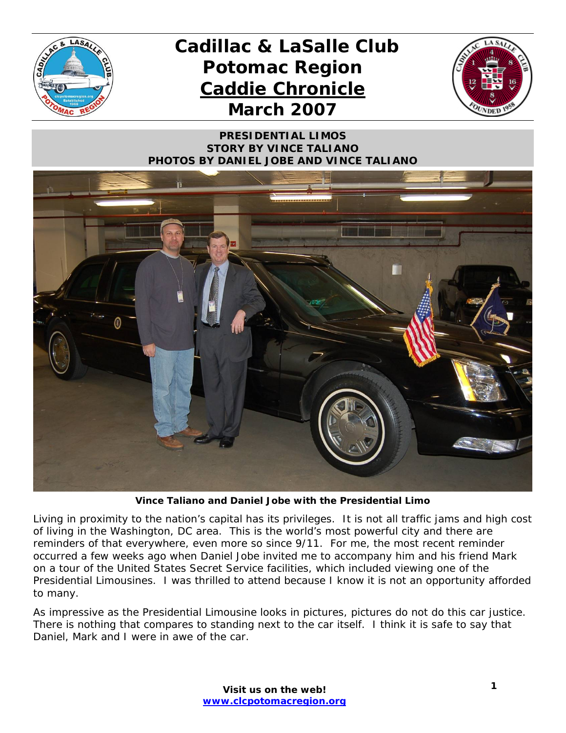# Cadillac & LaSalle Club Potomac Region Caddie Chronicle March 2007

## PRESIDENTIAL LIMOS
**STORY BY VINCE TALIANO**
**PHOTOS BY DANIEL JOBE AND VINCE TALIANO**

**Vince Taliano and Daniel Jobe with the Presidential Limo**

Living in proximity to the nation's capital has its privileges. It is not all traffic jams and high cost of living in the Washington, DC area. This is the world's most powerful city and there are reminders of that everywhere, even more so since 9/11. For me, the most recent reminder occurred a few weeks ago when Daniel Jobe invited me to accompany him and his friend Mark on a tour of the United States Secret Service facilities, which included viewing one of the Presidential Limousines. I was thrilled to attend because I know it is not an opportunity afforded to many.

As impressive as the Presidential Limousine looks in pictures, pictures do not do this car justice. There is nothing that compares to standing next to the car itself. I think it is safe to say that Daniel, Mark and I were in awe of the car.

**Visit us on the web!**
**www.clcpotomacregion.org**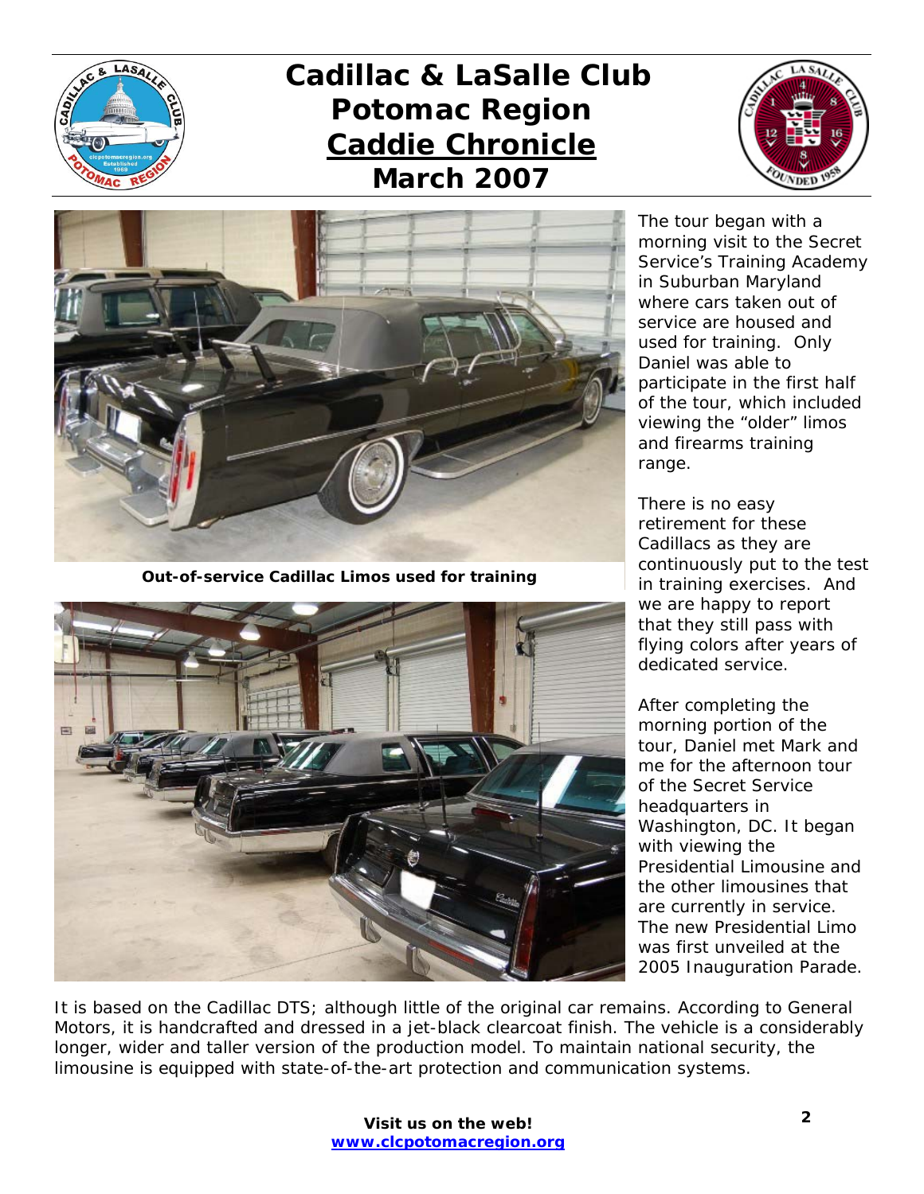# Cadillac & LaSalle Club Potomac Region Caddie Chronicle March 2007

**Out-of-service Cadillac Limos used for training**

The tour began with a morning visit to the Secret Service's Training Academy in Suburban Maryland where cars taken out of service are housed and used for training. Only Daniel was able to participate in the first half of the tour, which included viewing the "older" limos and firearms training range.

There is no easy retirement for these Cadillacs as they are continuously put to the test in training exercises. And we are happy to report that they still pass with flying colors after years of dedicated service.

After completing the morning portion of the tour, Daniel met Mark and me for the afternoon tour of the Secret Service headquarters in Washington, DC. It began with viewing the Presidential Limousine and the other limousines that are currently in service. The new Presidential Limo was first unveiled at the 2005 Inauguration Parade. It is based on the Cadillac DTS; although little of the original car remains. According to General Motors, it is handcrafted and dressed in a jet-black clearcoat finish. The vehicle is a considerably longer, wider and taller version of the production model. To maintain national security, the limousine is equipped with state-of-the-art protection and communication systems.

**Visit us on the web!**
**www.clcpotomacregion.org**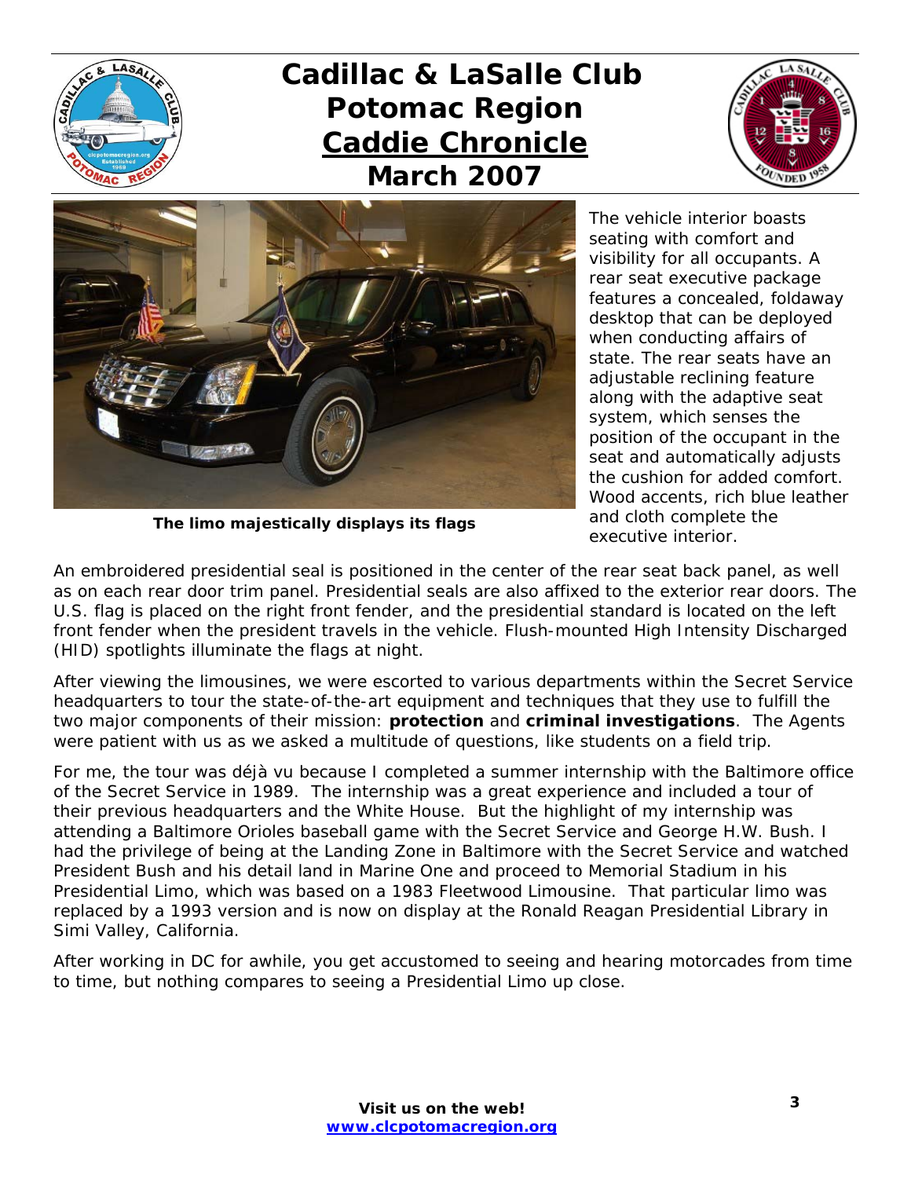# Cadillac & LaSalle Club Potomac Region Caddie Chronicle March 2007

**The limo majestically displays its flags**

The vehicle interior boasts seating with comfort and visibility for all occupants. A rear seat executive package features a concealed, foldaway desktop that can be deployed when conducting affairs of state. The rear seats have an adjustable reclining feature along with the adaptive seat system, which senses the position of the occupant in the seat and automatically adjusts the cushion for added comfort. Wood accents, rich blue leather and cloth complete the executive interior.

An embroidered presidential seal is positioned in the center of the rear seat back panel, as well as on each rear door trim panel. Presidential seals are also affixed to the exterior rear doors. The U.S. flag is placed on the right front fender, and the presidential standard is located on the left front fender when the president travels in the vehicle. Flush-mounted High Intensity Discharged (HID) spotlights illuminate the flags at night.

After viewing the limousines, we were escorted to various departments within the Secret Service headquarters to tour the state-of-the-art equipment and techniques that they use to fulfill the two major components of their mission: **protection** and **criminal investigations**. The Agents were patient with us as we asked a multitude of questions, like students on a field trip.

For me, the tour was déjà vu because I completed a summer internship with the Baltimore office of the Secret Service in 1989. The internship was a great experience and included a tour of their previous headquarters and the White House. But the highlight of my internship was attending a Baltimore Orioles baseball game with the Secret Service and George H.W. Bush. I had the privilege of being at the Landing Zone in Baltimore with the Secret Service and watched President Bush and his detail land in Marine One and proceed to Memorial Stadium in his Presidential Limo, which was based on a 1983 Fleetwood Limousine. That particular limo was replaced by a 1993 version and is now on display at the Ronald Reagan Presidential Library in Simi Valley, California.

After working in DC for awhile, you get accustomed to seeing and hearing motorcades from time to time, but nothing compares to seeing a Presidential Limo up close.

**Visit us on the web!**
**www.clcpotomacregion.org**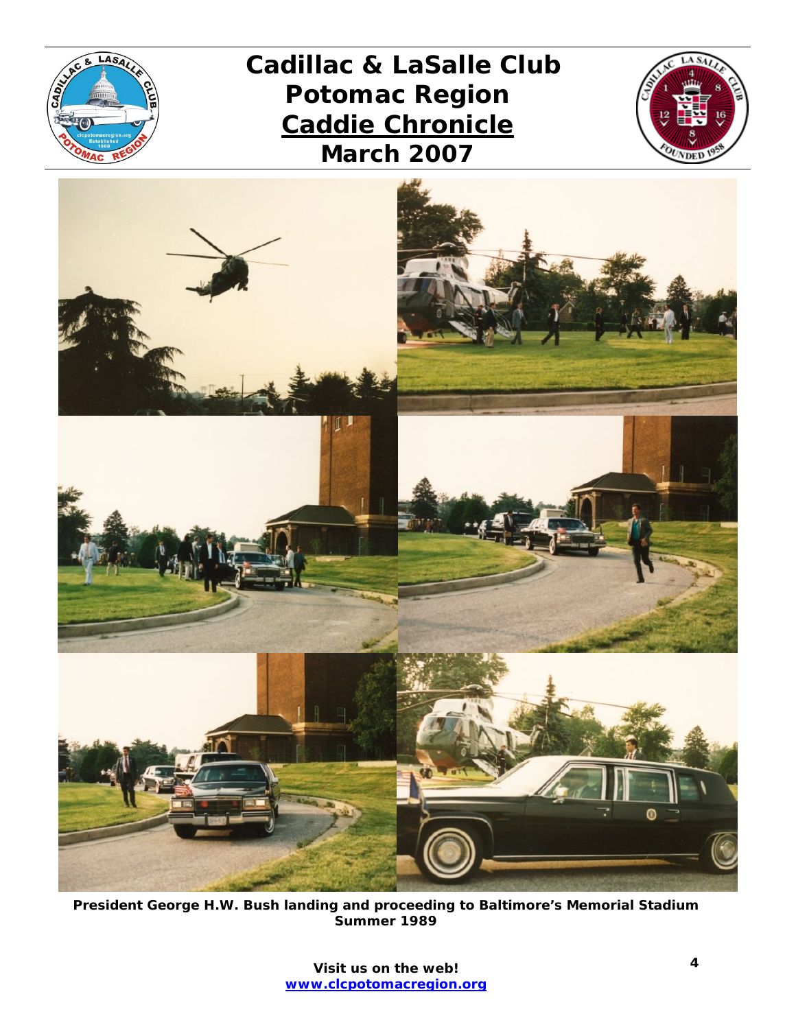# Cadillac & LaSalle Club Potomac Region
## Caddie Chronicle
## March 2007

**President George H.W. Bush landing and proceeding to Baltimore's Memorial Stadium Summer 1989**

**Visit us on the web!**
**www.clcpotomacregion.org**